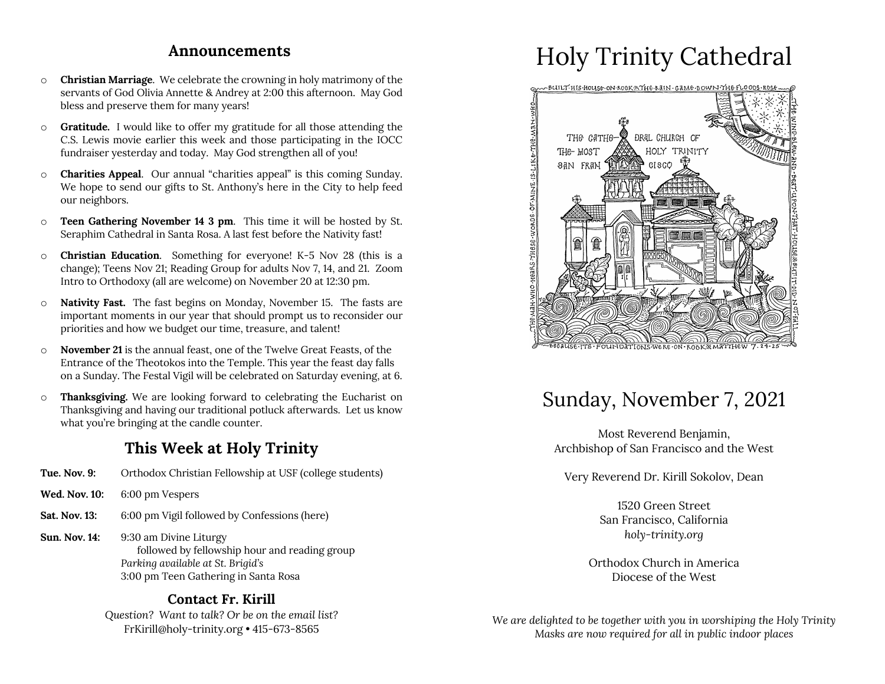## Announcements

- **Christian Marriage**. We celebrate the crowning in holy matrimony of the servants of God Olivia Annette & Andrey at 2:00 this afternoon. May God bless and preserve them for many years!
- **Gratitude.** I would like to offer my gratitude for all those attending the C.S. Lewis movie earlier this week and those participating in the IOCC fundraiser yesterday and today. May God strengthen all of you!
- **Charities Appeal**. Our annual "charities appeal" is this coming Sunday. We hope to send our gifts to St. Anthony's here in the City to help feed our neighbors.
- **Teen Gathering November 14 3 pm**. This time it will be hosted by St. Seraphim Cathedral in Santa Rosa. A last fest before the Nativity fast!
- **Christian Education**. Something for everyone! K-5 Nov 28 (this is a change); Teens Nov 21; Reading Group for adults Nov 7, 14, and 21. Zoom Intro to Orthodoxy (all are welcome) on November 20 at 12:30 pm.
- **Nativity Fast.** The fast begins on Monday, November 15. The fasts are important moments in our year that should prompt us to reconsider our priorities and how we budget our time, treasure, and talent!
- **November 21** is the annual feast, one of the Twelve Great Feasts, of the Entrance of the Theotokos into the Temple. This year the feast day falls on a Sunday. The Festal Vigil will be celebrated on Saturday evening, at 6.
- **Thanksgiving.** We are looking forward to celebrating the Eucharist on Thanksgiving and having our traditional potluck afterwards. Let us know what you're bringing at the candle counter.

## This Week at Holy Trinity

**Tue. Nov. 9:** Orthodox Christian Fellowship at USF (college students)

**Wed. Nov. 10:** 6:00 pm Vespers

**Sat. Nov. 13:** 6:00 pm Vigil followed by Confessions (here)

**Sun. Nov. 14:** 9:30 am Divine Liturgy
followed by fellowship hour and reading group
*Parking available at St. Brigid's*
3:00 pm Teen Gathering in Santa Rosa

### Contact Fr. Kirill

*Question? Want to talk? Or be on the email list?*
FrKirill@holy-trinity.org • 415-673-8565

# Holy Trinity Cathedral

BUILT HIS HOUSE ON ROCK ※ THE RAIN CAME DOWN THE FLOODS ROSE — THE WIND BLEW AND BEAT UPON THAT HOUSE ※ BUT IT DID NOT FALL — BECAUSE ITS FOUNDATIONS WERE ON ROCK ※ MATTHEW 7.24-25 — THE MAN WHO HEARS THESE WORDS OF MINE IS LIKE THE MAN WHO

THE CATHEDRAL CHURCH OF THE MOST HOLY TRINITY SAN FRANCISCO

## Sunday, November 7, 2021

Most Reverend Benjamin,
Archbishop of San Francisco and the West

Very Reverend Dr. Kirill Sokolov, Dean

1520 Green Street
San Francisco, California
*holy-trinity.org*

Orthodox Church in America
Diocese of the West

*We are delighted to be together with you in worshiping the Holy Trinity*
*Masks are now required for all in public indoor places*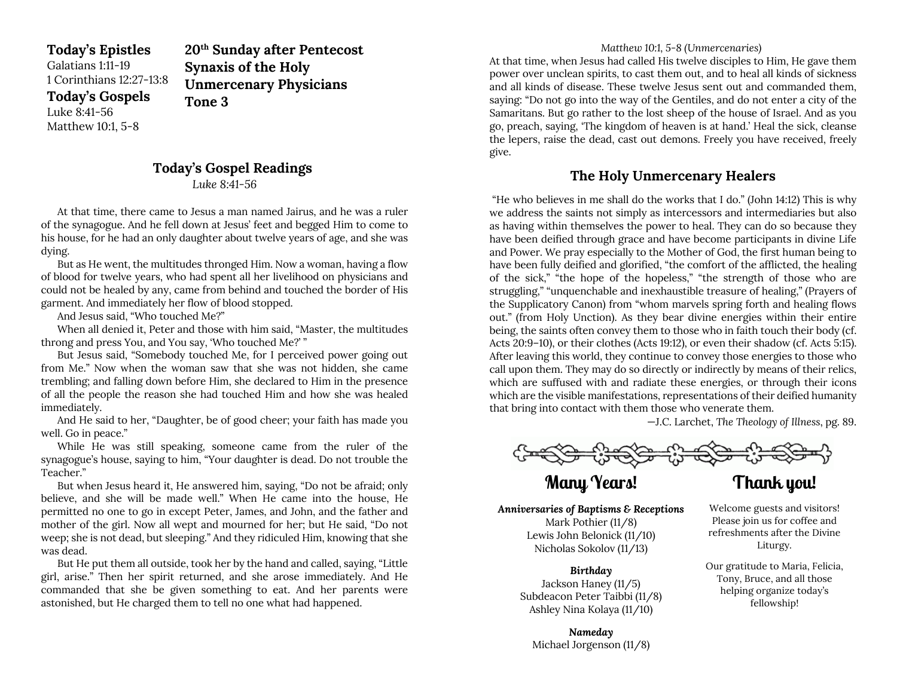**Today's Epistles**
Galatians 1:11-19
1 Corinthians 12:27-13:8

**Today's Gospels**
Luke 8:41-56
Matthew 10:1, 5-8

**20th Sunday after Pentecost**
**Synaxis of the Holy Unmercenary Physicians**
**Tone 3**

## Today's Gospel Readings

*Luke 8:41-56*

At that time, there came to Jesus a man named Jairus, and he was a ruler of the synagogue. And he fell down at Jesus' feet and begged Him to come to his house, for he had an only daughter about twelve years of age, and she was dying.

But as He went, the multitudes thronged Him. Now a woman, having a flow of blood for twelve years, who had spent all her livelihood on physicians and could not be healed by any, came from behind and touched the border of His garment. And immediately her flow of blood stopped.

And Jesus said, "Who touched Me?"

When all denied it, Peter and those with him said, "Master, the multitudes throng and press You, and You say, 'Who touched Me?' "

But Jesus said, "Somebody touched Me, for I perceived power going out from Me." Now when the woman saw that she was not hidden, she came trembling; and falling down before Him, she declared to Him in the presence of all the people the reason she had touched Him and how she was healed immediately.

And He said to her, "Daughter, be of good cheer; your faith has made you well. Go in peace."

While He was still speaking, someone came from the ruler of the synagogue's house, saying to him, "Your daughter is dead. Do not trouble the Teacher."

But when Jesus heard it, He answered him, saying, "Do not be afraid; only believe, and she will be made well." When He came into the house, He permitted no one to go in except Peter, James, and John, and the father and mother of the girl. Now all wept and mourned for her; but He said, "Do not weep; she is not dead, but sleeping." And they ridiculed Him, knowing that she was dead.

But He put them all outside, took her by the hand and called, saying, "Little girl, arise." Then her spirit returned, and she arose immediately. And He commanded that she be given something to eat. And her parents were astonished, but He charged them to tell no one what had happened.

*Matthew 10:1, 5-8 (Unmercenaries)*

At that time, when Jesus had called His twelve disciples to Him, He gave them power over unclean spirits, to cast them out, and to heal all kinds of sickness and all kinds of disease. These twelve Jesus sent out and commanded them, saying: "Do not go into the way of the Gentiles, and do not enter a city of the Samaritans. But go rather to the lost sheep of the house of Israel. And as you go, preach, saying, 'The kingdom of heaven is at hand.' Heal the sick, cleanse the lepers, raise the dead, cast out demons. Freely you have received, freely give.

## The Holy Unmercenary Healers

"He who believes in me shall do the works that I do." (John 14:12) This is why we address the saints not simply as intercessors and intermediaries but also as having within themselves the power to heal. They can do so because they have been deified through grace and have become participants in divine Life and Power. We pray especially to the Mother of God, the first human being to have been fully deified and glorified, "the comfort of the afflicted, the healing of the sick," "the hope of the hopeless," "the strength of those who are struggling," "unquenchable and inexhaustible treasure of healing," (Prayers of the Supplicatory Canon) from "whom marvels spring forth and healing flows out." (from Holy Unction). As they bear divine energies within their entire being, the saints often convey them to those who in faith touch their body (cf. Acts 20:9–10), or their clothes (Acts 19:12), or even their shadow (cf. Acts 5:15). After leaving this world, they continue to convey those energies to those who call upon them. They may do so directly or indirectly by means of their relics, which are suffused with and radiate these energies, or through their icons which are the visible manifestations, representations of their deified humanity that bring into contact with them those who venerate them.

—J.C. Larchet, *The Theology of Illness*, pg. 89.

## Many Years!

***Anniversaries of Baptisms & Receptions***
Mark Pothier (11/8)
Lewis John Belonick (11/10)
Nicholas Sokolov (11/13)

***Birthday***
Jackson Haney (11/5)
Subdeacon Peter Taibbi (11/8)
Ashley Nina Kolaya (11/10)

***Nameday***
Michael Jorgenson (11/8)

## Thank you!

Welcome guests and visitors! Please join us for coffee and refreshments after the Divine Liturgy.

Our gratitude to Maria, Felicia, Tony, Bruce, and all those helping organize today's fellowship!